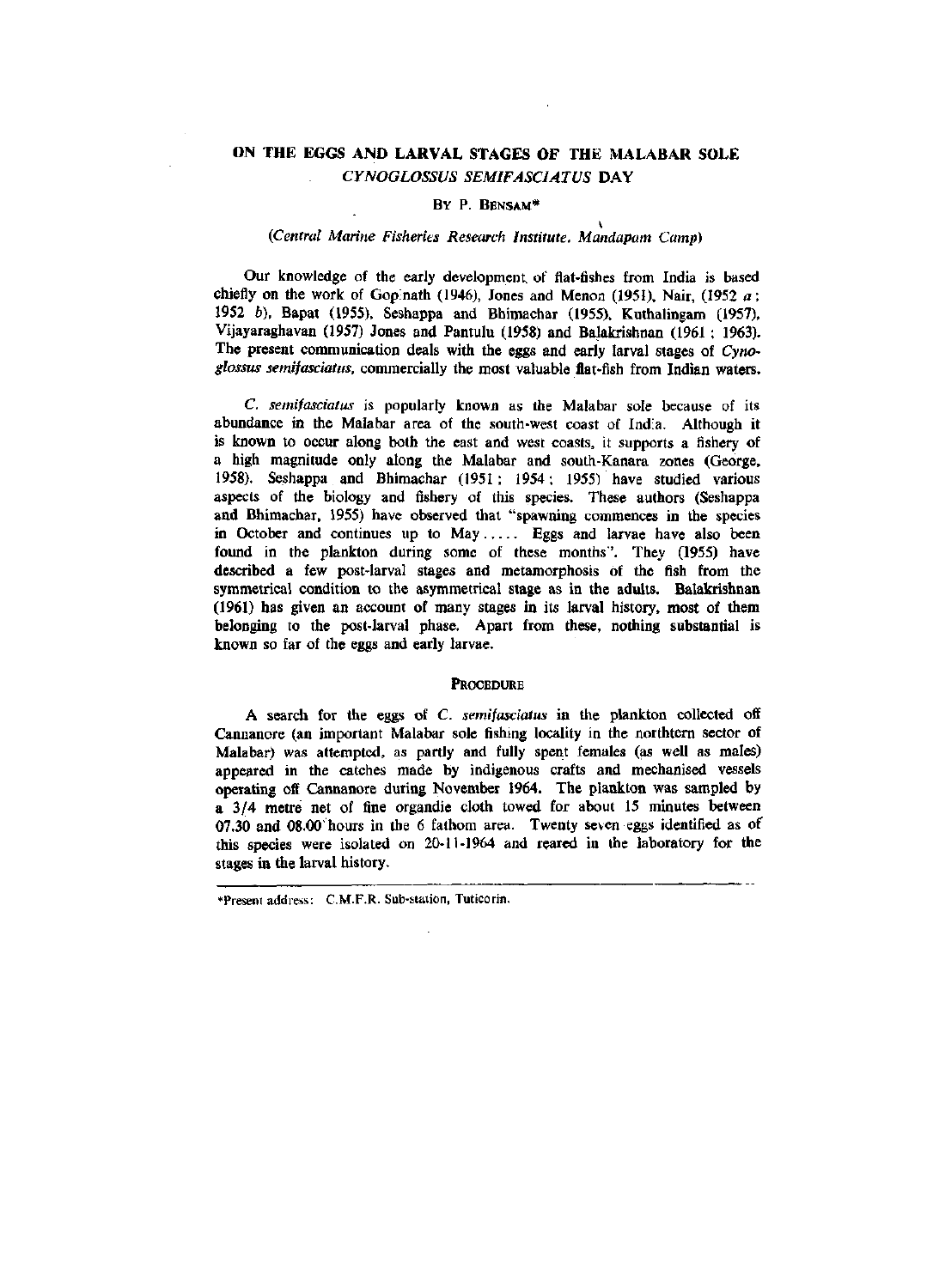# ON THE EGGS AND LARVAL STAGES OF THE MALABAR SOLE *CYNOGLOSSUS SEMIFASCIATUS* DAY

BY P. BENSAM*

*(Central Marine Fisheries Research Institute, Mandapam Camp)*

Our knowledge of the early development of flat-fishes from India is based chiefly on the work of Gopinath (1946), Jones and Menon (1951), Nair, (1952 *a*; 1952 *b*), Bapat (1955), Seshappa and Bhimachar (1955), Kuthalingam (1957), Vijayaraghavan (1957) Jones and Pantulu (1958) and Balakrishnan (1961; 1963). The present communication deals with the eggs and early larval stages of *Cynoglossus semifasciatus*, commercially the most valuable flat-fish from Indian waters.

*C. semifasciatus* is popularly known as the Malabar sole because of its abundance in the Malabar area of the south-west coast of India. Although it is known to occur along both the east and west coasts, it supports a fishery of a high magnitude only along the Malabar and south-Kanara zones (George, 1958). Seshappa and Bhimachar (1951; 1954; 1955) have studied various aspects of the biology and fishery of this species. These authors (Seshappa and Bhimachar, 1955) have observed that "spawning commences in the species in October and continues up to May..... Eggs and larvae have also been found in the plankton during some of these months". They (1955) have described a few post-larval stages and metamorphosis of the fish from the symmetrical condition to the asymmetrical stage as in the adults. Balakrishnan (1961) has given an account of many stages in its larval history, most of them belonging to the post-larval phase. Apart from these, nothing substantial is known so far of the eggs and early larvae.

## PROCEDURE

A search for the eggs of *C. semifasciatus* in the plankton collected off Cannanore (an important Malabar sole fishing locality in the northtern sector of Malabar) was attempted, as partly and fully spent females (as well as males) appeared in the catches made by indigenous crafts and mechanised vessels operating off Cannanore during November 1964. The plankton was sampled by a 3/4 metre net of fine organdie cloth towed for about 15 minutes between 07.30 and 08.00 hours in the 6 fathom area. Twenty seven eggs identified as of this species were isolated on 20-11-1964 and reared in the laboratory for the stages in the larval history.

---

*Present address: C.M.F.R. Sub-station, Tuticorin.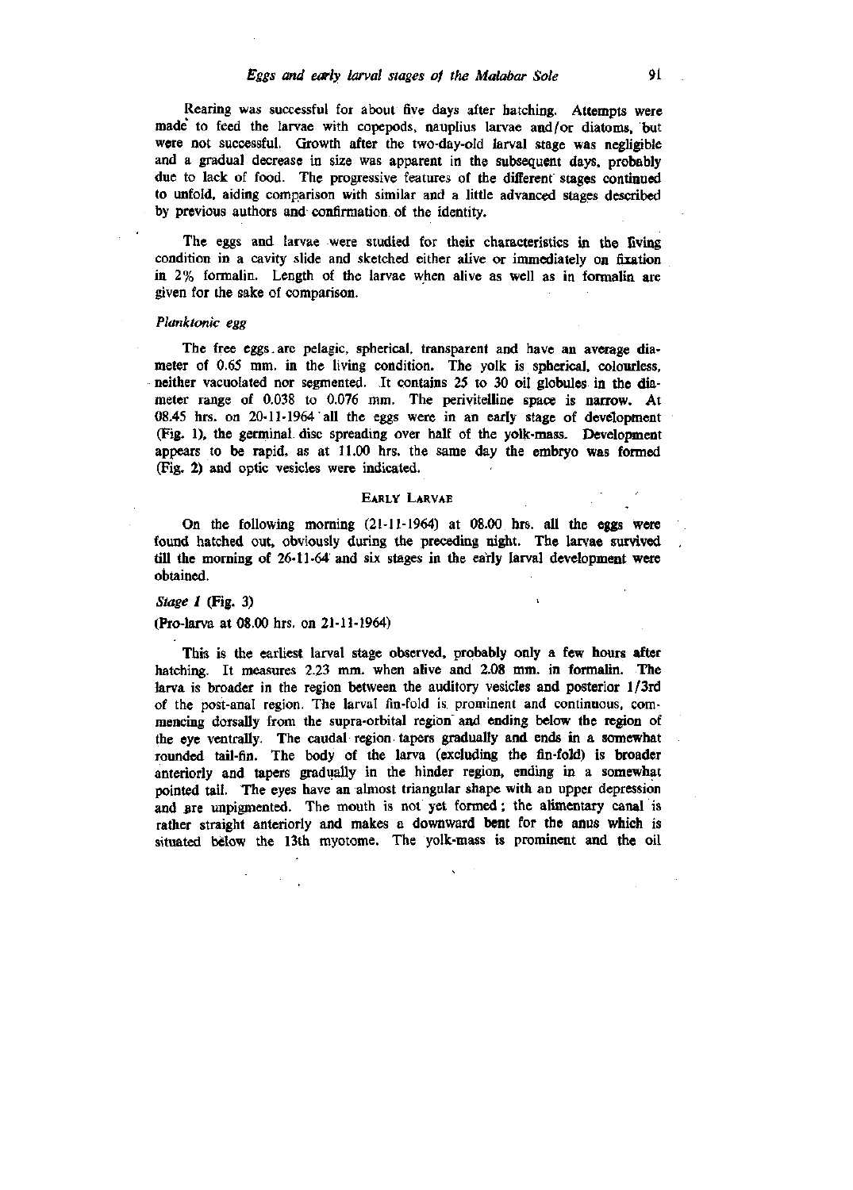Rearing was successful for about five days after hatching. Attempts were made to feed the larvae with copepods, nauplius larvae and/or diatoms, but were not successful. Growth after the two-day-old larval stage was negligible and a gradual decrease in size was apparent in the subsequent days, probably due to lack of food. The progressive features of the different stages continued to unfold, aiding comparison with similar and a little advanced stages described by previous authors and confirmation of the identity.

The eggs and larvae were studied for their characteristics in the living condition in a cavity slide and sketched either alive or immediately on fixation in 2% formalin. Length of the larvae when alive as well as in formalin are given for the sake of comparison.

*Planktonic egg*

The free eggs are pelagic, spherical, transparent and have an average diameter of 0.65 mm. in the living condition. The yolk is spherical, colourless, neither vacuolated nor segmented. It contains 25 to 30 oil globules in the diameter range of 0.038 to 0.076 mm. The perivitelline space is narrow. At 08.45 hrs. on 20-11-1964 all the eggs were in an early stage of development (Fig. 1), the germinal disc spreading over half of the yolk-mass. Development appears to be rapid, as at 11.00 hrs. the same day the embryo was formed (Fig. 2) and optic vesicles were indicated.

## EARLY LARVAE

On the following morning (21-11-1964) at 08.00 hrs. all the eggs were found hatched out, obviously during the preceding night. The larvae survived till the morning of 26-11-64 and six stages in the early larval development were obtained.

*Stage I* (Fig. 3)

(Pro-larva at 08.00 hrs. on 21-11-1964)

This is the earliest larval stage observed, probably only a few hours after hatching. It measures 2.23 mm. when alive and 2.08 mm. in formalin. The larva is broader in the region between the auditory vesicles and posterior 1/3rd of the post-anal region. The larval fin-fold is prominent and continuous, commencing dorsally from the supra-orbital region and ending below the region of the eye ventrally. The caudal region tapers gradually and ends in a somewhat rounded tail-fin. The body of the larva (excluding the fin-fold) is broader anteriorly and tapers gradually in the hinder region, ending in a somewhat pointed tail. The eyes have an almost triangular shape with an upper depression and are unpigmented. The mouth is not yet formed; the alimentary canal is rather straight anteriorly and makes a downward bent for the anus which is situated below the 13th myotome. The yolk-mass is prominent and the oil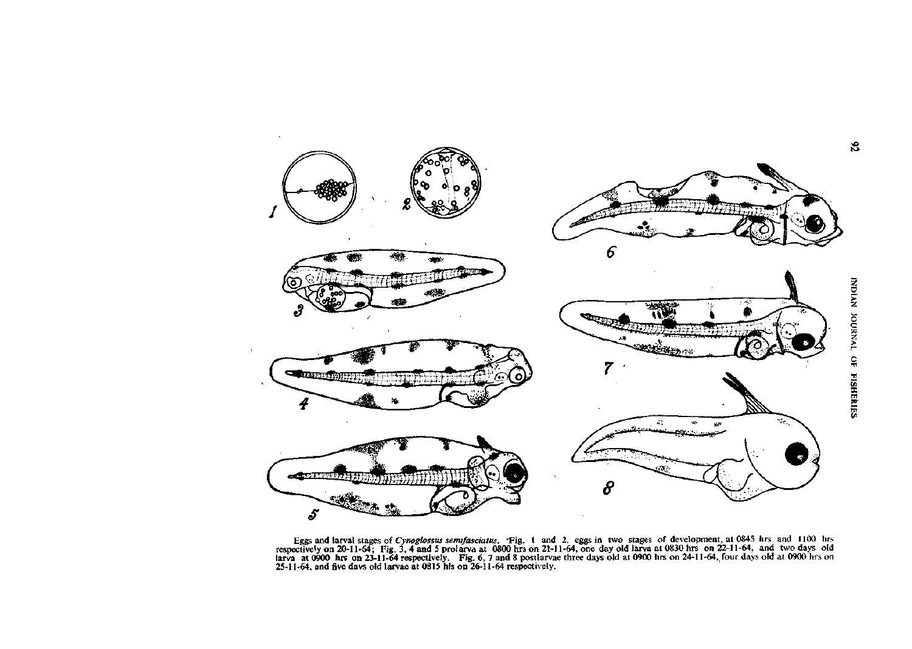Eggs and larval stages of *Cynoglossus semifasciatus*. Fig. 1 and 2. eggs in two stages of development, at 0845 hrs and 1100 hrs respectively on 20-11-64; Fig. 3, 4 and 5 prolarva at 0800 hrs on 21-11-64, one day old larva at 0830 hrs on 22-11-64, and two days old larva at 0900 hrs on 23-11-64 respectively. Fig. 6, 7 and 8 postlarvae three days old at 0900 hrs on 24-11-64, four days old at 0900 hrs on 25-11-64, and five days old larvae at 0815 hls on 26-11-64 respectively.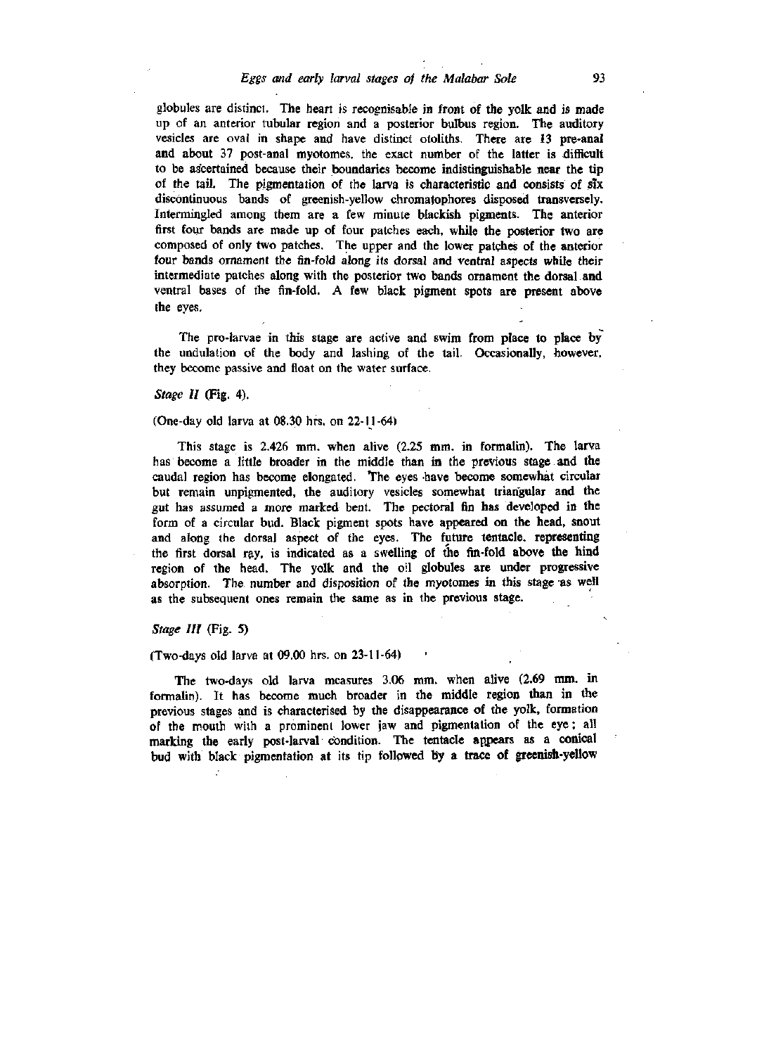globules are distinct. The heart is recognisable in front of the yolk and is made up of an anterior tubular region and a posterior bulbus region. The auditory vesicles are oval in shape and have distinct otoliths. There are 13 pre-anal and about 37 post-anal myotomes, the exact number of the latter is difficult to be ascertained because their boundaries become indistinguishable near the tip of the tail. The pigmentation of the larva is characteristic and consists of six discontinuous bands of greenish-yellow chromatophores disposed transversely. Intermingled among them are a few minute blackish pigments. The anterior first four bands are made up of four patches each, while the posterior two are composed of only two patches. The upper and the lower patches of the anterior four bands ornament the fin-fold along its dorsal and ventral aspects while their intermediate patches along with the posterior two bands ornament the dorsal and ventral bases of the fin-fold. A few black pigment spots are present above the eyes.

The pro-larvae in this stage are active and swim from place to place by the undulation of the body and lashing of the tail. Occasionally, however, they become passive and float on the water surface.

*Stage II* (Fig. 4).

(One-day old larva at 08.30 hrs. on 22-11-64)

This stage is 2.426 mm. when alive (2.25 mm. in formalin). The larva has become a little broader in the middle than in the previous stage and the caudal region has become elongated. The eyes have become somewhat circular but remain unpigmented, the auditory vesicles somewhat triangular and the gut has assumed a more marked bent. The pectoral fin has developed in the form of a circular bud. Black pigment spots have appeared on the head, snout and along the dorsal aspect of the eyes. The future tentacle, representing the first dorsal ray, is indicated as a swelling of the fin-fold above the hind region of the head. The yolk and the oil globules are under progressive absorption. The number and disposition of the myotomes in this stage as well as the subsequent ones remain the same as in the previous stage.

*Stage III* (Fig. 5)

(Two-days old larva at 09.00 hrs. on 23-11-64)

The two-days old larva measures 3.06 mm. when alive (2.69 mm. in formalin). It has become much broader in the middle region than in the previous stages and is characterised by the disappearance of the yolk, formation of the mouth with a prominent lower jaw and pigmentation of the eye; all marking the early post-larval condition. The tentacle appears as a conical bud with black pigmentation at its tip followed by a trace of greenish-yellow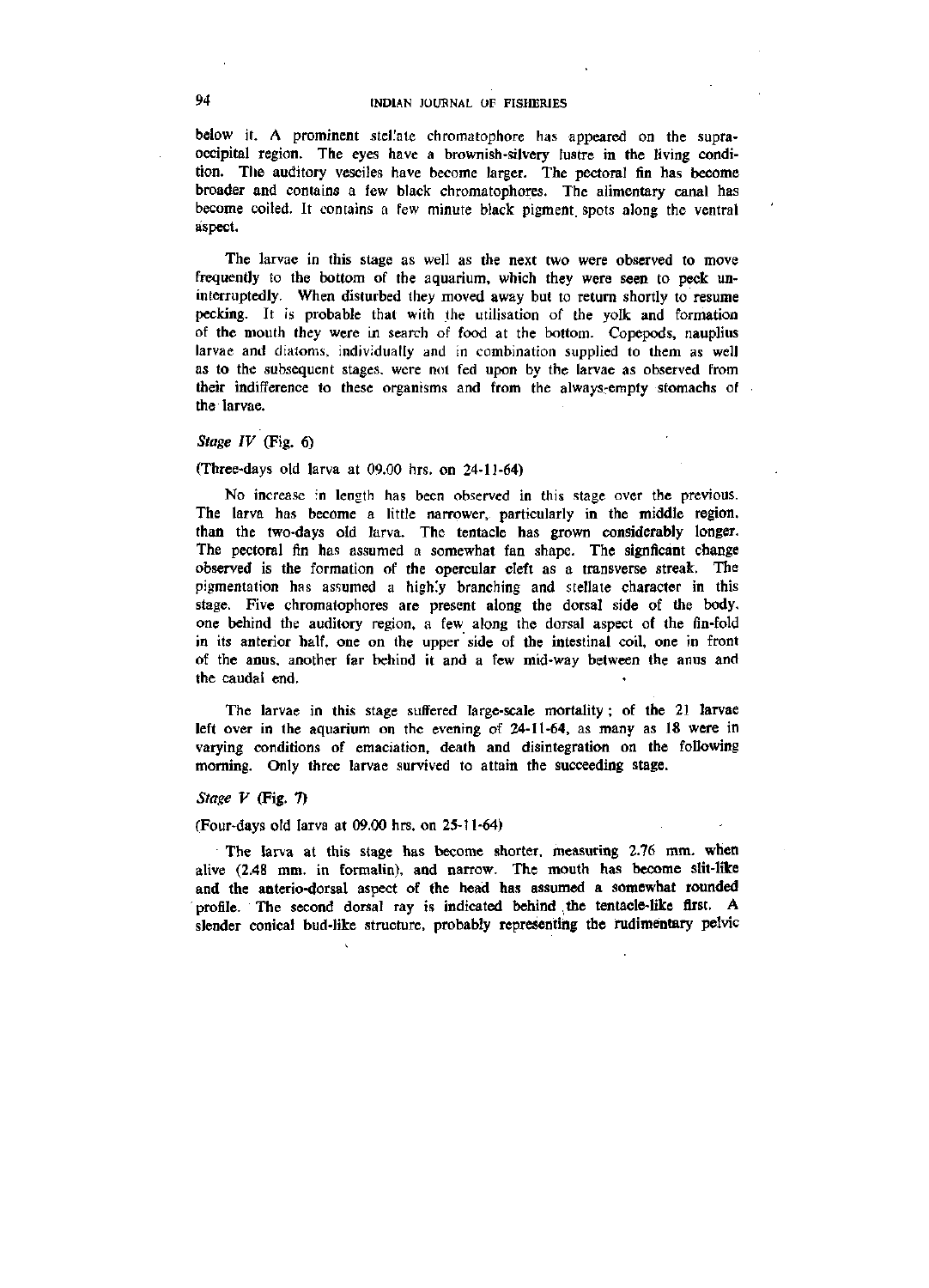below it. A prominent stellate chromatophore has appeared on the supra-occipital region. The eyes have a brownish-silvery lustre in the living condition. The auditory vesciles have become larger. The pectoral fin has become broader and contains a few black chromatophores. The alimentary canal has become coiled. It contains a few minute black pigment spots along the ventral aspect.

The larvae in this stage as well as the next two were observed to move frequently to the bottom of the aquarium, which they were seen to peck uninterruptedly. When disturbed they moved away but to return shortly to resume pecking. It is probable that with the utilisation of the yolk and formation of the mouth they were in search of food at the bottom. Copepods, nauplius larvae and diatoms, individually and in combination supplied to them as well as to the subsequent stages, were not fed upon by the larvae as observed from their indifference to these organisms and from the always-empty stomachs of the larvae.

*Stage IV* (Fig. 6)

(Three-days old larva at 09.00 hrs. on 24-11-64)

No increase in length has been observed in this stage over the previous. The larva has become a little narrower, particularly in the middle region, than the two-days old larva. The tentacle has grown considerably longer. The pectoral fin has assumed a somewhat fan shape. The significant change observed is the formation of the opercular cleft as a transverse streak. The pigmentation has assumed a highly branching and stellate character in this stage. Five chromatophores are present along the dorsal side of the body, one behind the auditory region, a few along the dorsal aspect of the fin-fold in its anterior half, one on the upper side of the intestinal coil, one in front of the anus, another far behind it and a few mid-way between the anus and the caudal end.

The larvae in this stage suffered large-scale mortality; of the 21 larvae left over in the aquarium on the evening of 24-11-64, as many as 18 were in varying conditions of emaciation, death and disintegration on the following morning. Only three larvae survived to attain the succeeding stage.

*Stage V* (Fig. 7)

(Four-days old larva at 09.00 hrs. on 25-11-64)

The larva at this stage has become shorter, measuring 2.76 mm. when alive (2.48 mm. in formalin), and narrow. The mouth has become slit-like and the anterio-dorsal aspect of the head has assumed a somewhat rounded profile. The second dorsal ray is indicated behind the tentacle-like first. A slender conical bud-like structure, probably representing the rudimentary pelvic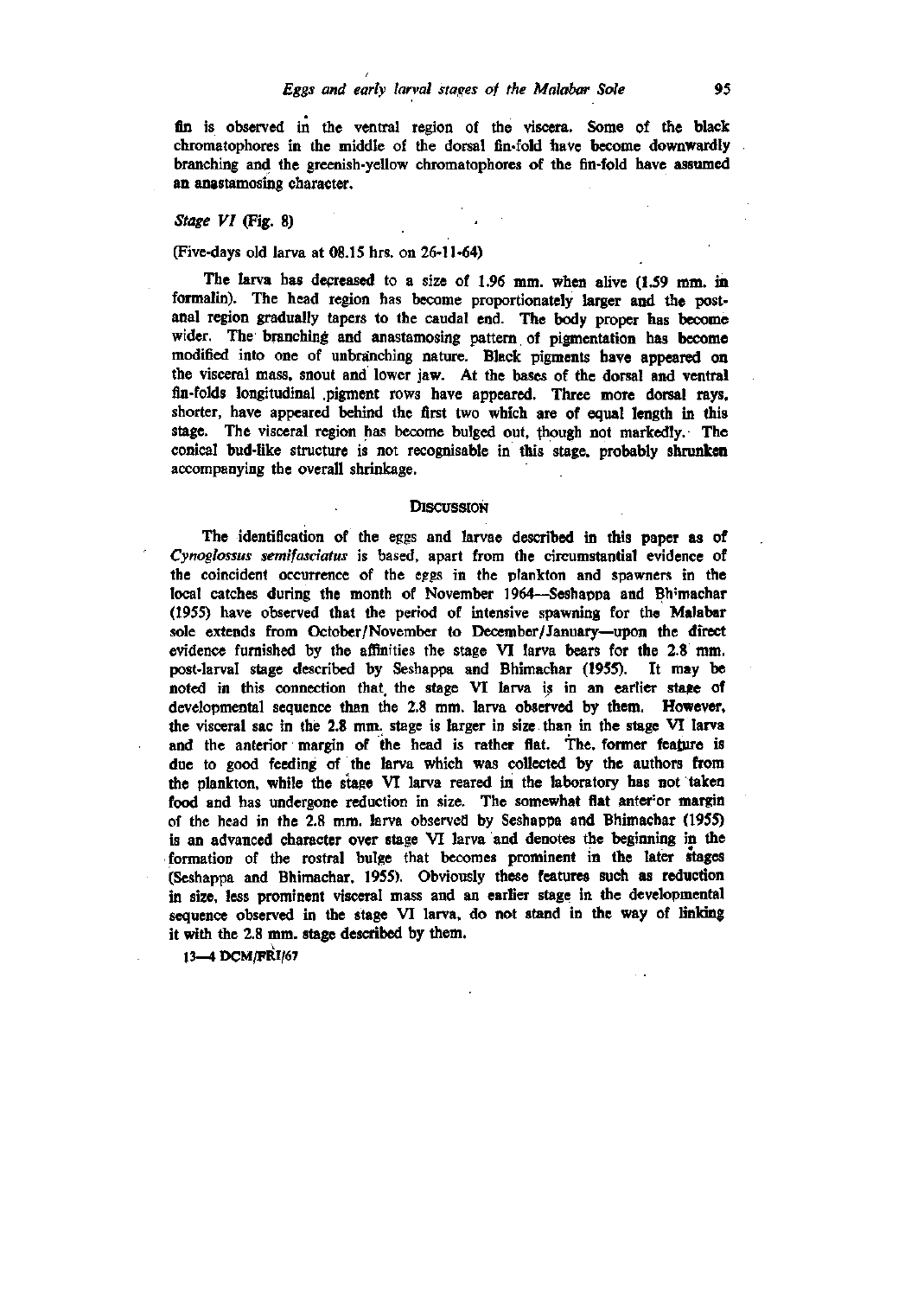fin is observed in the ventral region of the viscera. Some of the black chromatophores in the middle of the dorsal fin-fold have become downwardly branching and the greenish-yellow chromatophores of the fin-fold have assumed an anastamosing character.

*Stage VI* (Fig. 8)

(Five-days old larva at 08.15 hrs. on 26-11-64)

The larva has decreased to a size of 1.96 mm. when alive (1.59 mm. in formalin). The head region has become proportionately larger and the post-anal region gradually tapers to the caudal end. The body proper has become wider. The branching and anastamosing pattern of pigmentation has become modified into one of unbranching nature. Black pigments have appeared on the visceral mass, snout and lower jaw. At the bases of the dorsal and ventral fin-folds longitudinal pigment rows have appeared. Three more dorsal rays, shorter, have appeared behind the first two which are of equal length in this stage. The visceral region has become bulged out, though not markedly. The conical bud-like structure is not recognisable in this stage, probably shrunken accompanying the overall shrinkage.

## Discussion

The identification of the eggs and larvae described in this paper as of *Cynoglossus semifasciatus* is based, apart from the circumstantial evidence of the coincident occurrence of the eggs in the plankton and spawners in the local catches during the month of November 1964—Seshappa and Bhimachar (1955) have observed that the period of intensive spawning for the Malabar sole extends from October/November to December/January—upon the direct evidence furnished by the affinities the stage VI larva bears for the 2.8 mm. post-larval stage described by Seshappa and Bhimachar (1955). It may be noted in this connection that the stage VI larva is in an earlier stage of developmental sequence than the 2.8 mm. larva observed by them. However, the visceral sac in the 2.8 mm. stage is larger in size than in the stage VI larva and the anterior margin of the head is rather flat. The former feature is due to good feeding of the larva which was collected by the authors from the plankton, while the stage VI larva reared in the laboratory has not taken food and has undergone reduction in size. The somewhat flat anterior margin of the head in the 2.8 mm. larva observed by Seshappa and Bhimachar (1955) is an advanced character over stage VI larva and denotes the beginning in the formation of the rostral bulge that becomes prominent in the later stages (Seshappa and Bhimachar, 1955). Obviously these features such as reduction in size, less prominent visceral mass and an earlier stage in the developmental sequence observed in the stage VI larva, do not stand in the way of linking it with the 2.8 mm. stage described by them.

13—4 DCM/FRI/67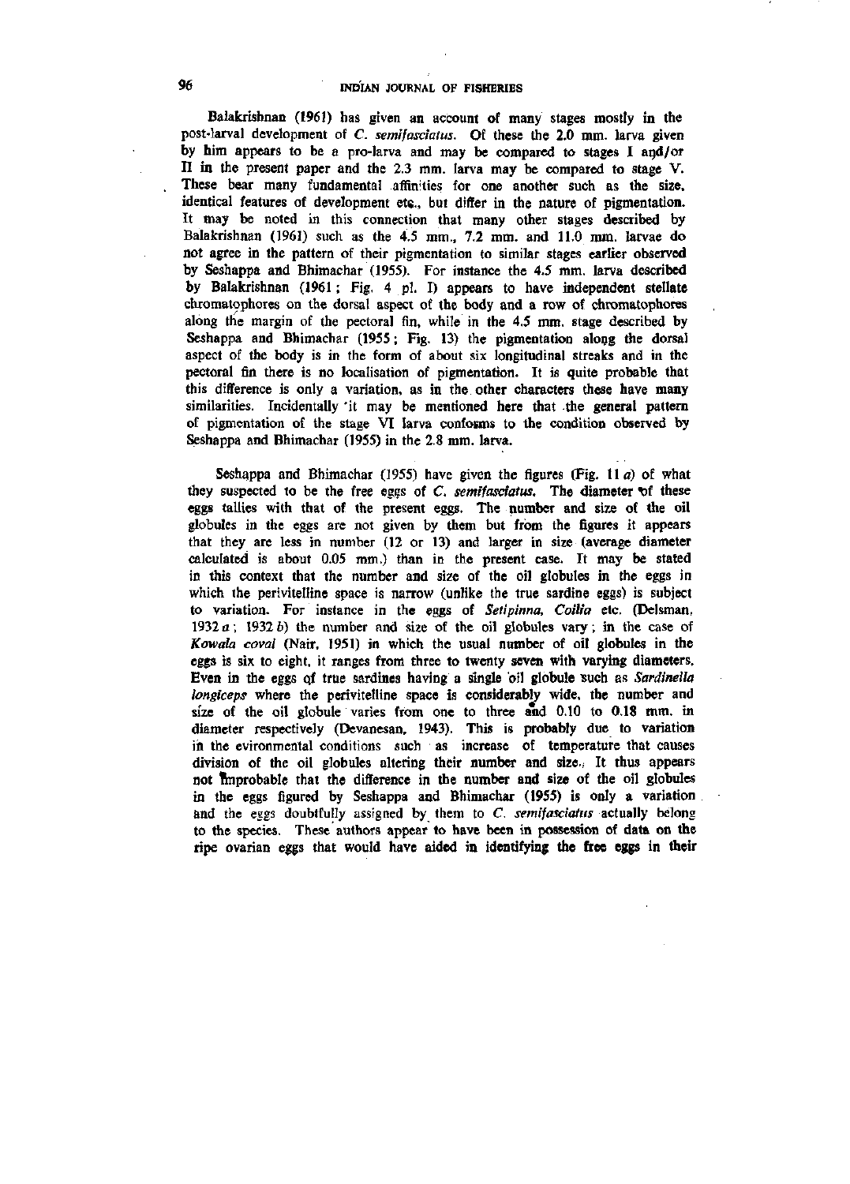Balakrishnan (1961) has given an account of many stages mostly in the post-larval development of *C. semifasciatus*. Of these the 2.0 mm. larva given by him appears to be a pro-larva and may be compared to stages I and/or II in the present paper and the 2.3 mm. larva may be compared to stage V. These bear many fundamental affinities for one another such as the size, identical features of development etc., but differ in the nature of pigmentation. It may be noted in this connection that many other stages described by Balakrishnan (1961) such as the 4.5 mm., 7.2 mm. and 11.0 mm. larvae do not agree in the pattern of their pigmentation to similar stages earlier observed by Seshappa and Bhimachar (1955). For instance the 4.5 mm. larva described by Balakrishnan (1961; Fig. 4 pl. I) appears to have independent stellate chromatophores on the dorsal aspect of the body and a row of chromatophores along the margin of the pectoral fin, while in the 4.5 mm. stage described by Seshappa and Bhimachar (1955; Fig. 13) the pigmentation along the dorsal aspect of the body is in the form of about six longitudinal streaks and in the pectoral fin there is no localisation of pigmentation. It is quite probable that this difference is only a variation, as in the other characters these have many similarities. Incidentally it may be mentioned here that the general pattern of pigmentation of the stage VI larva confosms to the condition observed by Seshappa and Bhimachar (1955) in the 2.8 mm. larva.

Seshappa and Bhimachar (1955) have given the figures (Fig. 11 *a*) of what they suspected to be the free eggs of *C. semifasciatus*. The diameter of these eggs tallies with that of the present eggs. The number and size of the oil globules in the eggs are not given by them but from the figures it appears that they are less in number (12 or 13) and larger in size (average diameter calculated is about 0.05 mm.) than in the present case. It may be stated in this context that the number and size of the oil globules in the eggs in which the perivitelline space is narrow (unlike the true sardine eggs) is subject to variation. For instance in the eggs of *Setipinna*, *Coilia* etc. (Delsman, 1932 *a*; 1932 *b*) the number and size of the oil globules vary; in the case of *Kowala coval* (Nair, 1951) in which the usual number of oil globules in the eggs is six to eight, it ranges from three to twenty seven with varying diameters. Even in the eggs of true sardines having a single oil globule such as *Sardinella longiceps* where the perivitelline space is considerably wide, the number and size of the oil globule varies from one to three and 0.10 to 0.18 mm. in diameter respectively (Devanesan, 1943). This is probably due to variation in the evironmental conditions such as increase of temperature that causes division of the oil globules altering their number and size. It thus appears not improbable that the difference in the number and size of the oil globules in the eggs figured by Seshappa and Bhimachar (1955) is only a variation and the eggs doubtfully assigned by them to *C. semifasciatus* actually belong to the species. These authors appear to have been in possession of data on the ripe ovarian eggs that would have aided in identifying the free eggs in their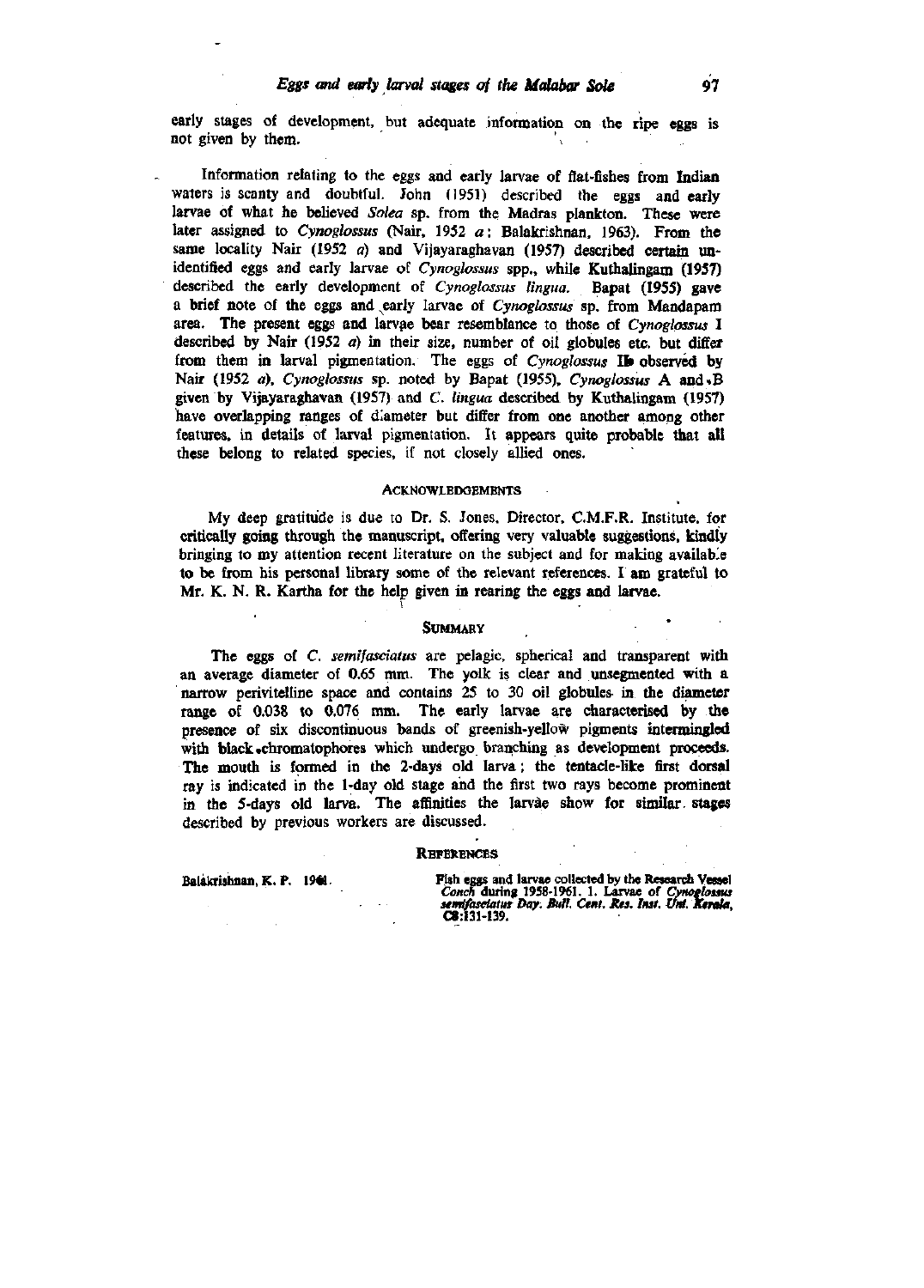early stages of development, but adequate information on the ripe eggs is not given by them.

Information relating to the eggs and early larvae of flat-fishes from Indian waters is scanty and doubtful. John (1951) described the eggs and early larvae of what he believed *Solea* sp. from the Madras plankton. These were later assigned to *Cynoglossus* (Nair, 1952 *a*; Balakrishnan, 1963). From the same locality Nair (1952 *a*) and Vijayaraghavan (1957) described certain unidentified eggs and early larvae of *Cynoglossus* spp., while Kuthalingam (1957) described the early development of *Cynoglossus lingua*. Bapat (1955) gave a brief note of the eggs and early larvae of *Cynoglossus* sp. from Mandapam area. The present eggs and larvae bear resemblance to those of *Cynoglossus* I described by Nair (1952 *a*) in their size, number of oil globules etc. but differ from them in larval pigmentation. The eggs of *Cynoglossus* Ib observed by Nair (1952 *a*), *Cynoglossus* sp. noted by Bapat (1955), *Cynoglossus* A and B given by Vijayaraghavan (1957) and *C. lingua* described by Kuthalingam (1957) have overlapping ranges of diameter but differ from one another among other features, in details of larval pigmentation. It appears quite probable that all these belong to related species, if not closely allied ones.

## Acknowledgements

My deep gratitude is due to Dr. S. Jones, Director, C.M.F.R. Institute, for critically going through the manuscript, offering very valuable suggestions, kindly bringing to my attention recent literature on the subject and for making available to be from his personal library some of the relevant references. I am grateful to Mr. K. N. R. Kartha for the help given in rearing the eggs and larvae.

## Summary

The eggs of *C. semifasciatus* are pelagic, spherical and transparent with an average diameter of 0.65 mm. The yolk is clear and unsegmented with a narrow perivitelline space and contains 25 to 30 oil globules in the diameter range of 0.038 to 0.076 mm. The early larvae are characterised by the presence of six discontinuous bands of greenish-yellow pigments intermingled with black chromatophores which undergo branching as development proceeds. The mouth is formed in the 2-days old larva; the tentacle-like first dorsal ray is indicated in the 1-day old stage and the first two rays become prominent in the 5-days old larva. The affinities the larvae show for similar stages described by previous workers are discussed.

## References

Balakrishnan, K. P. 1961. Fish eggs and larvae collected by the Research Vessel *Conch* during 1958-1961. 1. Larvae of *Cynoglossus semifasciatus* Day. *Bull. Cent. Res. Inst. Uni. Kerala*, C8:131-139.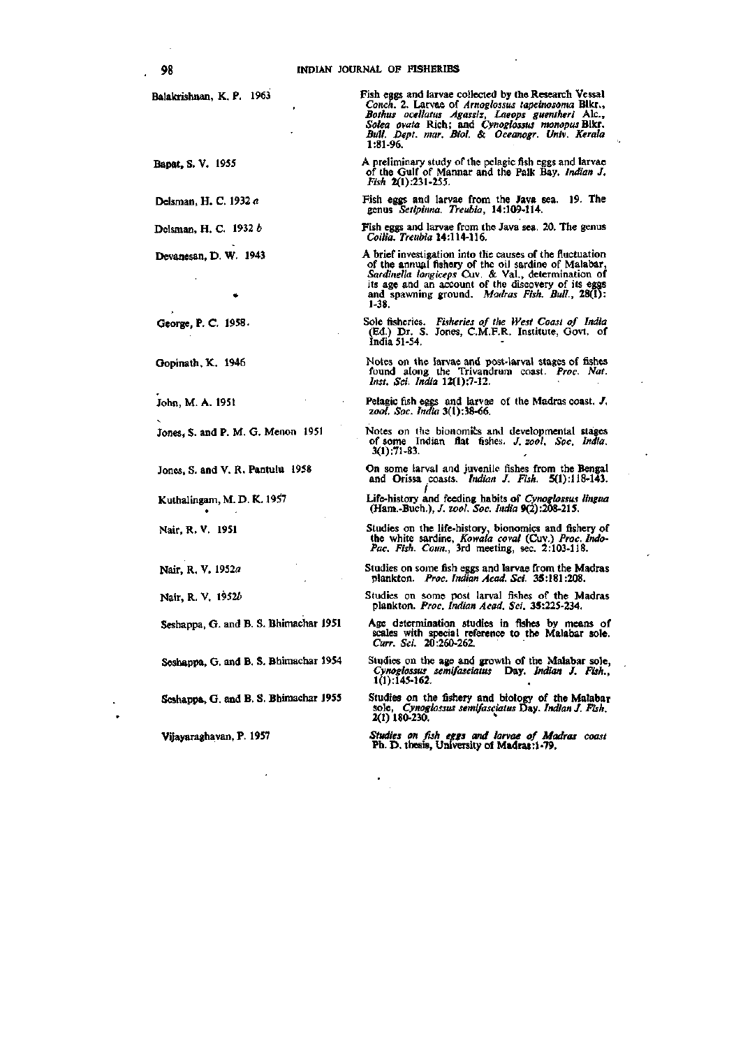Balakrishnan, K. P. 1963 — Fish eggs and larvae collected by the Research Vessal *Conch*. 2. Larvae of *Arnoglossus tapeinosoma* Blkr., *Bothus ocellatus* Agassiz, *Laeops guentheri* Alc., *Solea ovata* Rich; and *Cynoglossus monopus* Blkr. *Bull. Dept. mar. Biol. & Oceanogr. Univ. Kerala* 1:81-96.

Bapat, S. V. 1955 — A preliminary study of the pelagic fish eggs and larvae of the Gulf of Mannar and the Palk Bay. *Indian J. Fish* 2(1):231-255.

Delsman, H. C. 1932 *a* — Fish eggs and larvae from the Java sea. 19. The genus *Setipinna*. *Treubia*, 14:109-114.

Delsman, H. C. 1932 *b* — Fish eggs and larvae from the Java sea. 20. The genus *Coilia*. *Treubia* 14:114-116.

Devanesan, D. W. 1943 — A brief investigation into the causes of the fluctuation of the annual fishery of the oil sardine of Malabar, *Sardinella longiceps* Cuv. & Val., determination of its age and an account of the discovery of its eggs and spawning ground. *Madras Fish. Bull.*, 28(1): 1-38.

George, P. C. 1958. — Sole fisheries. *Fisheries of the West Coast of India* (Ed.) Dr. S. Jones, C.M.F.R. Institute, Govt. of India 51-54.

Gopinath, K. 1946 — Notes on the larvae and post-larval stages of fishes found along the Trivandrum coast. *Proc. Nat. Inst. Sci. India* 12(1):7-12.

John, M. A. 1951 — Pelagic fish eggs and larvae of the Madras coast. *J. zool. Soc. India* 3(1):38-66.

Jones, S. and P. M. G. Menon 1951 — Notes on the bionomics and developmental stages of some Indian flat fishes. *J. zool. Soc. India*. 3(1):71-83.

Jones, S. and V. R. Pantulu 1958 — On some larval and juvenile fishes from the Bengal and Orissa coasts. *Indian J. Fish.* 5(1):118-143.

Kuthalingam, M. D. K. 1957 — Life-history and feeding habits of *Cynoglossus lingua* (Ham.-Buch.), *J. zool. Soc. India* 9(2):208-215.

Nair, R. V. 1951 — Studies on the life-history, bionomics and fishery of the white sardine, *Kowala coval* (Cuv.) *Proc. Indo-Pac. Fish. Coun.*, 3rd meeting, sec. 2:103-118.

Nair, R. V. 1952*a* — Studies on some fish eggs and larvae from the Madras plankton. *Proc. Indian Acad. Sci.* 35:181:208.

Nair, R. V. 1952*b* — Studies on some post larval fishes of the Madras plankton. *Proc. Indian Acad. Sci.* 35:225-234.

Seshappa, G. and B. S. Bhimachar 1951 — Age determination studies in fishes by means of scales with special reference to the Malabar sole. *Curr. Sci.* 20:260-262.

Seshappa, G. and B. S. Bhimachar 1954 — Studies on the age and growth of the Malabar sole, *Cynoglossus semifasciatus* Day. *Indian J. Fish.*, 1(1):145-162.

Seshappa, G. and B. S. Bhimachar 1955 — Studies on the fishery and biology of the Malabar sole, *Cynoglossus semifasciatus* Day. *Indian J. Fish.* 2(1) 180-230.

Vijayaraghavan, P. 1957 — *Studies on fish eggs and larvae of Madras coast* Ph. D. thesis, University of Madras:1-79.